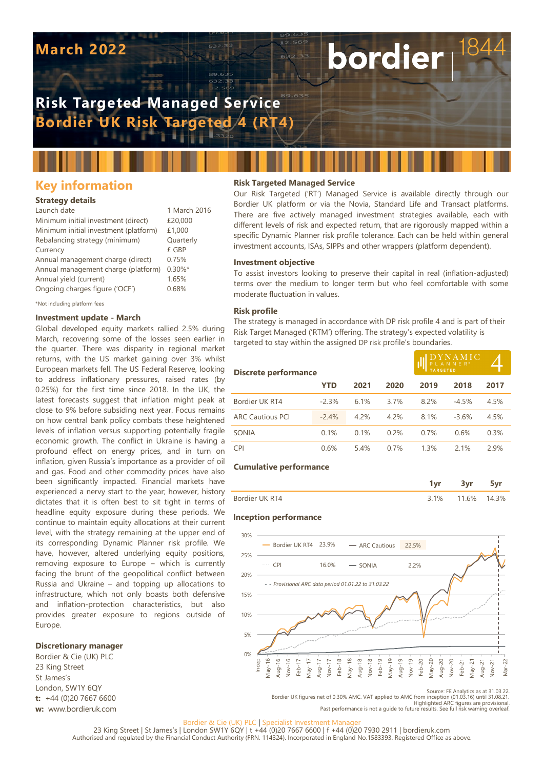# March 2022

bordier | 1844

## Risk Targeted Managed Service
## Bordier UK Risk Targeted 4 (RT4)

## Key information

### Strategy details

| | |
|---|---|
| Launch date | 1 March 2016 |
| Minimum initial investment (direct) | £20,000 |
| Minimum initial investment (platform) | £1,000 |
| Rebalancing strategy (minimum) | Quarterly |
| Currency | £ GBP |
| Annual management charge (direct) | 0.75% |
| Annual management charge (platform) | 0.30%* |
| Annual yield (current) | 1.65% |
| Ongoing charges figure ('OCF') | 0.68% |

*Not including platform fees

### Investment update - March

Global developed equity markets rallied 2.5% during March, recovering some of the losses seen earlier in the quarter. There was disparity in regional market returns, with the US market gaining over 3% whilst European markets fell. The US Federal Reserve, looking to address inflationary pressures, raised rates (by 0.25%) for the first time since 2018. In the UK, the latest forecasts suggest that inflation might peak at close to 9% before subsiding next year. Focus remains on how central bank policy combats these heightened levels of inflation versus supporting potentially fragile economic growth. The conflict in Ukraine is having a profound effect on energy prices, and in turn on inflation, given Russia's importance as a provider of oil and gas. Food and other commodity prices have also been significantly impacted. Financial markets have experienced a nervy start to the year; however, history dictates that it is often best to sit tight in terms of headline equity exposure during these periods. We continue to maintain equity allocations at their current level, with the strategy remaining at the upper end of its corresponding Dynamic Planner risk profile. We have, however, altered underlying equity positions, removing exposure to Europe – which is currently facing the brunt of the geopolitical conflict between Russia and Ukraine – and topping up allocations to infrastructure, which not only boasts both defensive and inflation-protection characteristics, but also provides greater exposure to regions outside of Europe.

### Discretionary manager

Bordier & Cie (UK) PLC
23 King Street
St James's
London, SW1Y 6QY
**t:** +44 (0)20 7667 6600
**w:** www.bordieruk.com

### Risk Targeted Managed Service

Our Risk Targeted ('RT') Managed Service is available directly through our Bordier UK Risk Targeted platform or via the Novia, Standard Life and Transact platforms. There are five actively managed investment strategies available, each with different levels of risk and expected return, that are rigorously mapped within a specific Dynamic Planner risk profile tolerance. Each can be held within general investment accounts, ISAs, SIPPs and other wrappers (platform dependent).

### Investment objective

To assist investors looking to preserve their capital in real (inflation-adjusted) terms over the medium to longer term but who feel comfortable with some moderate fluctuation in values.

### Risk profile

The strategy is managed in accordance with DP risk profile 4 and is part of their Risk Target Managed ('RTM') offering. The strategy's expected volatility is targeted to stay within the assigned DP risk profile's boundaries.

DYNAMIC PLANNER® TARGETED 4

### Discrete performance

| | YTD | 2021 | 2020 | 2019 | 2018 | 2017 |
|---|---|---|---|---|---|---|
| Bordier UK RT4 | -2.3% | 6.1% | 3.7% | 8.2% | -4.5% | 4.5% |
| ARC Cautious PCI | -2.4% | 4.2% | 4.2% | 8.1% | -3.6% | 4.5% |
| SONIA | 0.1% | 0.1% | 0.2% | 0.7% | 0.6% | 0.3% |
| CPI | 0.6% | 5.4% | 0.7% | 1.3% | 2.1% | 2.9% |

### Cumulative performance

| | 1yr | 3yr | 5yr |
|---|---|---|---|
| Bordier UK RT4 | 3.1% | 11.6% | 14.3% |

### Inception performance

| Series | Inception performance |
|---|---|
| Bordier UK RT4 | 23.9% |
| ARC Cautious | 22.5% |
| CPI | 16.0% |
| SONIA | 2.2% |

- - Provisional ARC data period 01.01.22 to 31.03.22

Source: FE Analytics as at 31.03.22.
Bordier UK figures net of 0.30% AMC. VAT applied to AMC from inception (01.03.16) until 31.08.21.
Highlighted ARC figures are provisional.
Past performance is not a guide to future results. See full risk warning overleaf.

Bordier & Cie (UK) PLC | Specialist Investment Manager
23 King Street | St James's | London SW1Y 6QY | t +44 (0)20 7667 6600 | f +44 (0)20 7930 2911 | bordieruk.com
Authorised and regulated by the Financial Conduct Authority (FRN. 114324). Incorporated in England No.1583393. Registered Office as above.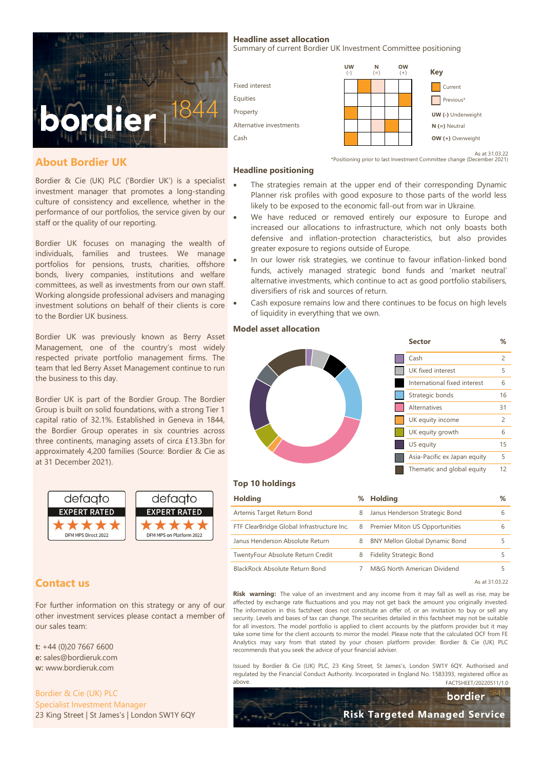## About Bordier UK

Bordier & Cie (UK) PLC ('Bordier UK') is a specialist investment manager that promotes a long-standing culture of consistency and excellence, whether in the performance of our portfolios, the service given by our staff or the quality of our reporting.

Bordier UK focuses on managing the wealth of individuals, families and trustees. We manage portfolios for pensions, trusts, charities, offshore bonds, livery companies, institutions and welfare committees, as well as investments from our own staff. Working alongside professional advisers and managing investment solutions on behalf of their clients is core to the Bordier UK business.

Bordier UK was previously known as Berry Asset Management, one of the country's most widely respected private portfolio management firms. The team that led Berry Asset Management continue to run the business to this day.

Bordier UK is part of the Bordier Group. The Bordier Group is built on solid foundations, with a strong Tier 1 capital ratio of 32.1%. Established in Geneva in 1844, the Bordier Group operates in six countries across three continents, managing assets of circa £13.3bn for approximately 4,200 families (Source: Bordier & Cie as at 31 December 2021).

defaqto EXPERT RATED – DFM MPS Direct 2022

defaqto EXPERT RATED – DFM MPS on Platform 2022

## Contact us

For further information on this strategy or any of our other investment services please contact a member of our sales team:

**t:** +44 (0)20 7667 6600
**e:** sales@bordieruk.com
**w:** www.bordieruk.com

Bordier & Cie (UK) PLC
Specialist Investment Manager
23 King Street | St James's | London SW1Y 6QY

### Headline asset allocation

Summary of current Bordier UK Investment Committee positioning

UW (-) | N (=) | OW (+)

Fixed interest
Equities
Property
Alternative investments
Cash

**Key**
Current
Previous*
**UW (-)** Underweight
**N (=)** Neutral
**OW (+)** Overweight

As at 31.03.22
*Positioning prior to last Investment Committee change (December 2021)

### Headline positioning

- The strategies remain at the upper end of their corresponding Dynamic Planner risk profiles with good exposure to those parts of the world less likely to be exposed to the economic fall-out from war in Ukraine.
- We have reduced or removed entirely our exposure to Europe and increased our allocations to infrastructure, which not only boasts both defensive and inflation-protection characteristics, but also provides greater exposure to regions outside of Europe.
- In our lower risk strategies, we continue to favour inflation-linked bond funds, actively managed strategic bond funds and 'market neutral' alternative investments, which continue to act as good portfolio stabilisers, diversifiers of risk and sources of return.
- Cash exposure remains low and there continues to be focus on high levels of liquidity in everything that we own.

### Model asset allocation

| Sector | % |
|---|---|
| Cash | 2 |
| UK fixed interest | 5 |
| International fixed interest | 6 |
| Strategic bonds | 16 |
| Alternatives | 31 |
| UK equity income | 2 |
| UK equity growth | 6 |
| US equity | 15 |
| Asia-Pacific ex Japan equity | 5 |
| Thematic and global equity | 12 |

### Top 10 holdings

| Holding | % | Holding | % |
|---|---|---|---|
| Artemis Target Return Bond | 8 | Janus Henderson Strategic Bond | 6 |
| FTF ClearBridge Global Infrastructure Inc. | 8 | Premier Miton US Opportunities | 6 |
| Janus Henderson Absolute Return | 8 | BNY Mellon Global Dynamic Bond | 5 |
| TwentyFour Absolute Return Credit | 8 | Fidelity Strategic Bond | 5 |
| BlackRock Absolute Return Bond | 7 | M&G North American Dividend | 5 |

As at 31.03.22

**Risk warning:** The value of an investment and any income from it may fall as well as rise, may be affected by exchange rate fluctuations and you may not get back the amount you originally invested. The information in this factsheet does not constitute an offer of, or an invitation to buy or sell any security. Levels and bases of tax can change. The securities detailed in this factsheet may not be suitable for all investors. The model portfolio is applied to client accounts by the platform provider but it may take some time for the client accounts to mirror the model. Please note that the calculated OCF from FE Analytics may vary from that stated by your chosen platform provider. Bordier & Cie (UK) PLC recommends that you seek the advice of your financial adviser.

Issued by Bordier & Cie (UK) PLC, 23 King Street, St James's, London SW1Y 6QY. Authorised and regulated by the Financial Conduct Authority. Incorporated in England No. 1583393, registered office as above.

FACTSHEET/20220511/1.0

bordier 1844
Risk Targeted Managed Service